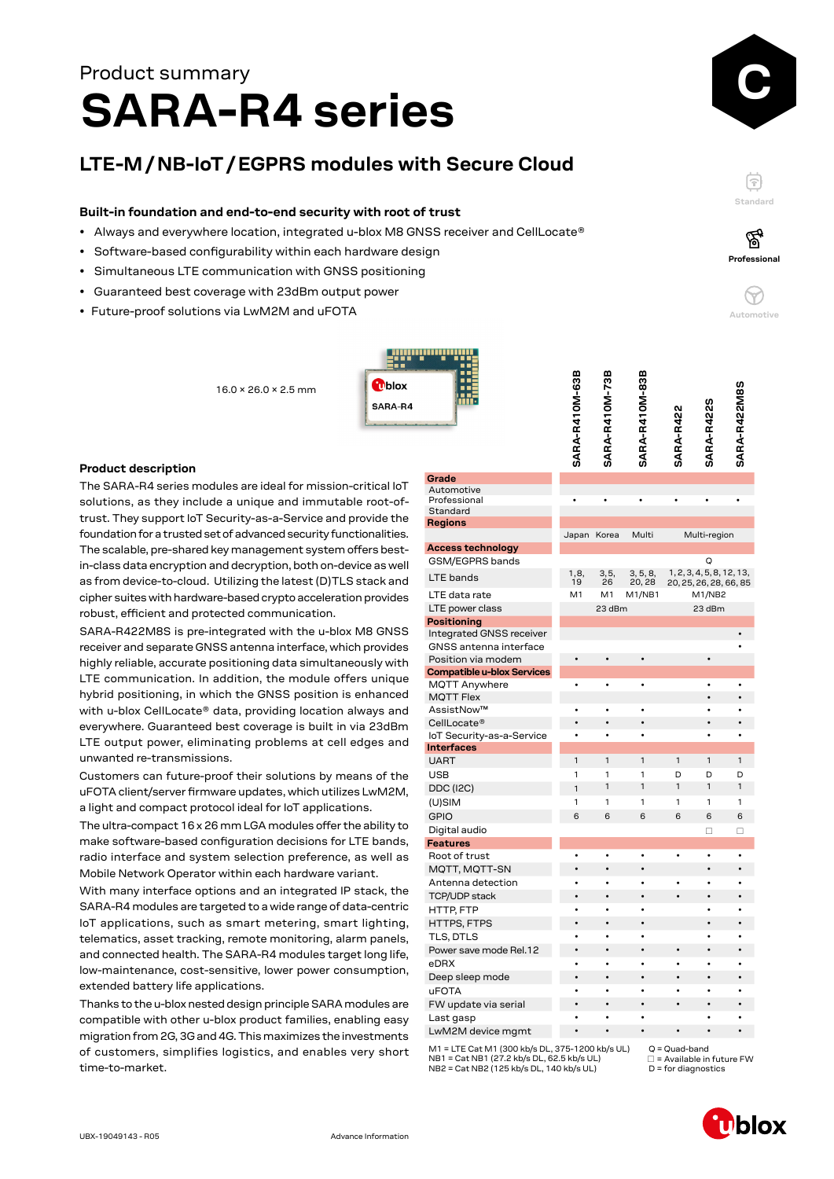Product summary

# SARA-R4 series

## LTE-M / NB-IoT / EGPRS modules with Secure Cloud

### Built-in foundation and end-to-end security with root of trust

- Always and everywhere location, integrated u-blox M8 GNSS receiver and CellLocate®
- Software-based configurability within each hardware design
- Simultaneous LTE communication with GNSS positioning
- Guaranteed best coverage with 23dBm output power
- Future-proof solutions via LwM2M and uFOTA

16.0 × 26.0 × 2.5 mm

### Product description

The SARA-R4 series modules are ideal for mission-critical IoT solutions, as they include a unique and immutable root-of-trust. They support IoT Security-as-a-Service and provide the foundation for a trusted set of advanced security functionalities. The scalable, pre-shared key management system offers best-in-class data encryption and decryption, both on-device as well as from device-to-cloud. Utilizing the latest (D)TLS stack and cipher suites with hardware-based crypto acceleration provides robust, efficient and protected communication.

SARA-R422M8S is pre-integrated with the u-blox M8 GNSS receiver and separate GNSS antenna interface, which provides highly reliable, accurate positioning data simultaneously with LTE communication. In addition, the module offers unique hybrid positioning, in which the GNSS position is enhanced with u-blox CellLocate® data, providing location always and everywhere. Guaranteed best coverage is built in via 23dBm LTE output power, eliminating problems at cell edges and unwanted re-transmissions.

Customers can future-proof their solutions by means of the uFOTA client/server firmware updates, which utilizes LwM2M, a light and compact protocol ideal for IoT applications.

The ultra-compact 16 x 26 mm LGA modules offer the ability to make software-based configuration decisions for LTE bands, radio interface and system selection preference, as well as Mobile Network Operator within each hardware variant.

With many interface options and an integrated IP stack, the SARA-R4 modules are targeted to a wide range of data-centric IoT applications, such as smart metering, smart lighting, telematics, asset tracking, remote monitoring, alarm panels, and connected health. The SARA-R4 modules target long life, low-maintenance, cost-sensitive, lower power consumption, extended battery life applications.

Thanks to the u-blox nested design principle SARA modules are compatible with other u-blox product families, enabling easy migration from 2G, 3G and 4G. This maximizes the investments of customers, simplifies logistics, and enables very short time-to-market.

| | SARA-R410M-63B | SARA-R410M-73B | SARA-R410M-83B | SARA-R422 | SARA-R422S | SARA-R422M8S |
|---|---|---|---|---|---|---|
| **Grade** | | | | | | |
| Automotive | | | | | | |
| Professional | • | • | • | • | • | • |
| Standard | | | | | | |
| **Regions** | | | | | | |
| | Japan | Korea | Multi | Multi-region | | |
| **Access technology** | | | | | | |
| GSM/EGPRS bands | | | | | Q | |
| LTE bands | 1, 8, 19 | 3, 5, 26 | 3, 5, 8, 20, 28 | 1, 2, 3, 4, 5, 8, 12, 13, 20, 25, 26, 28, 66, 85 | | |
| LTE data rate | M1 | M1 | M1/NB1 | M1/NB2 | | |
| LTE power class | 23 dBm | | | 23 dBm | | |
| **Positioning** | | | | | | |
| Integrated GNSS receiver | | | | | | • |
| GNSS antenna interface | | | | | | • |
| Position via modem | • | • | • | | • | |
| **Compatible u-blox Services** | | | | | | |
| MQTT Anywhere | • | • | • | | • | • |
| MQTT Flex | | | | | • | • |
| AssistNow™ | • | • | • | | • | • |
| CellLocate® | • | • | • | | • | • |
| IoT Security-as-a-Service | • | • | • | | • | • |
| **Interfaces** | | | | | | |
| UART | 1 | 1 | 1 | 1 | 1 | 1 |
| USB | 1 | 1 | 1 | D | D | D |
| DDC (I2C) | 1 | 1 | 1 | 1 | 1 | 1 |
| (U)SIM | 1 | 1 | 1 | 1 | 1 | 1 |
| GPIO | 6 | 6 | 6 | 6 | 6 | 6 |
| Digital audio | | | | | □ | □ |
| **Features** | | | | | | |
| Root of trust | • | • | • | • | • | • |
| MQTT, MQTT-SN | • | • | • | | • | • |
| Antenna detection | • | • | • | • | • | • |
| TCP/UDP stack | • | • | • | • | • | • |
| HTTP, FTP | • | • | • | | • | • |
| HTTPS, FTPS | • | • | • | | • | • |
| TLS, DTLS | • | • | • | | • | • |
| Power save mode Rel.12 | • | • | • | • | • | • |
| eDRX | • | • | • | • | • | • |
| Deep sleep mode | • | • | • | • | • | • |
| uFOTA | • | • | • | • | • | • |
| FW update via serial | • | • | • | • | • | • |
| Last gasp | • | • | • | | • | • |
| LwM2M device mgmt | • | • | • | • | • | • |

M1 = LTE Cat M1 (300 kb/s DL, 375-1200 kb/s UL)
NB1 = Cat NB1 (27.2 kb/s DL, 62.5 kb/s UL)
NB2 = Cat NB2 (125 kb/s DL, 140 kb/s UL)
Q = Quad-band
□ = Available in future FW
D = for diagnostics

UBX-19049143 - R05

Advance Information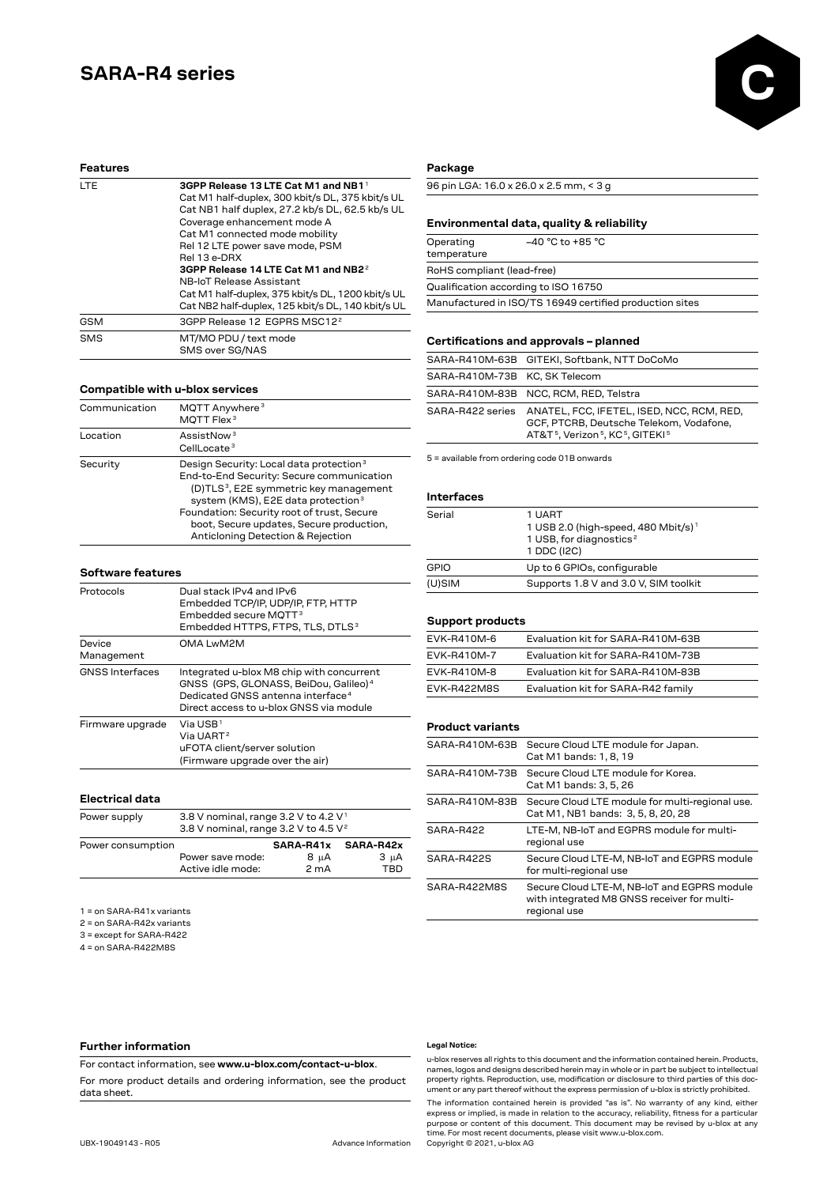# SARA-R4 series

C

## Features

| | |
|---|---|
| LTE | **3GPP Release 13 LTE Cat M1 and NB1** [1]<br>Cat M1 half-duplex, 300 kbit/s DL, 375 kbit/s UL<br>Cat NB1 half duplex, 27.2 kb/s DL, 62.5 kb/s UL<br>Coverage enhancement mode A<br>Cat M1 connected mode mobility<br>Rel 12 LTE power save mode, PSM<br>Rel 13 e-DRX<br>**3GPP Release 14 LTE Cat M1 and NB2** [2]<br>NB-IoT Release Assistant<br>Cat M1 half-duplex, 375 kbit/s DL, 1200 kbit/s UL<br>Cat NB2 half-duplex, 125 kbit/s DL, 140 kbit/s UL |
| GSM | 3GPP Release 12 EGPRS MSC12 [2] |
| SMS | MT/MO PDU / text mode<br>SMS over SG/NAS |

## Compatible with u-blox services

| | |
|---|---|
| Communication | MQTT Anywhere [3]<br>MQTT Flex [3] |
| Location | AssistNow [3]<br>CellLocate [3] |
| Security | Design Security: Local data protection [3]<br>End-to-End Security: Secure communication (D)TLS [3], E2E symmetric key management system (KMS), E2E data protection [3]<br>Foundation: Security root of trust, Secure boot, Secure updates, Secure production, Anticloning Detection & Rejection |

## Software features

| | |
|---|---|
| Protocols | Dual stack IPv4 and IPv6<br>Embedded TCP/IP, UDP/IP, FTP, HTTP<br>Embedded secure MQTT [3]<br>Embedded HTTPS, FTPS, TLS, DTLS [3] |
| Device Management | OMA LwM2M |
| GNSS Interfaces | Integrated u-blox M8 chip with concurrent GNSS (GPS, GLONASS, BeiDou, Galileo) [4]<br>Dedicated GNSS antenna interface [4]<br>Direct access to u-blox GNSS via module |
| Firmware upgrade | Via USB [1]<br>Via UART [2]<br>uFOTA client/server solution<br>(Firmware upgrade over the air) |

## Electrical data

| | | | |
|---|---|---|---|
| Power supply | 3.8 V nominal, range 3.2 V to 4.2 V [1]<br>3.8 V nominal, range 3.2 V to 4.5 V [2] | | |
| Power consumption | | **SARA-R41x** | **SARA-R42x** |
| | Power save mode: | 8 µA | 3 µA |
| | Active idle mode: | 2 mA | TBD |

1 = on SARA-R41x variants
2 = on SARA-R42x variants
3 = except for SARA-R422
4 = on SARA-R422M8S

## Package

96 pin LGA: 16.0 x 26.0 x 2.5 mm, < 3 g

## Environmental data, quality & reliability

| | |
|---|---|
| Operating temperature | –40 °C to +85 °C |
| RoHS compliant (lead-free) | |
| Qualification according to ISO 16750 | |
| Manufactured in ISO/TS 16949 certified production sites | |

## Certifications and approvals – planned

| | |
|---|---|
| SARA-R410M-63B | GITEKI, Softbank, NTT DoCoMo |
| SARA-R410M-73B | KC, SK Telecom |
| SARA-R410M-83B | NCC, RCM, RED, Telstra |
| SARA-R422 series | ANATEL, FCC, IFETEL, ISED, NCC, RCM, RED, GCF, PTCRB, Deutsche Telekom, Vodafone, AT&T [5], Verizon [5], KC [5], GITEKI [5] |

5 = available from ordering code 01B onwards

## Interfaces

| | |
|---|---|
| Serial | 1 UART<br>1 USB 2.0 (high-speed, 480 Mbit/s) [1]<br>1 USB, for diagnostics [2]<br>1 DDC (I2C) |
| GPIO | Up to 6 GPIOs, configurable |
| (U)SIM | Supports 1.8 V and 3.0 V, SIM toolkit |

## Support products

| | |
|---|---|
| EVK-R410M-6 | Evaluation kit for SARA-R410M-63B |
| EVK-R410M-7 | Evaluation kit for SARA-R410M-73B |
| EVK-R410M-8 | Evaluation kit for SARA-R410M-83B |
| EVK-R422M8S | Evaluation kit for SARA-R42 family |

## Product variants

| | |
|---|---|
| SARA-R410M-63B | Secure Cloud LTE module for Japan.<br>Cat M1 bands: 1, 8, 19 |
| SARA-R410M-73B | Secure Cloud LTE module for Korea.<br>Cat M1 bands: 3, 5, 26 |
| SARA-R410M-83B | Secure Cloud LTE module for multi-regional use.<br>Cat M1, NB1 bands: 3, 5, 8, 20, 28 |
| SARA-R422 | LTE-M, NB-IoT and EGPRS module for multi-regional use |
| SARA-R422S | Secure Cloud LTE-M, NB-IoT and EGPRS module for multi-regional use |
| SARA-R422M8S | Secure Cloud LTE-M, NB-IoT and EGPRS module with integrated M8 GNSS receiver for multi-regional use |

## Further information

For contact information, see **www.u-blox.com/contact-u-blox**.

For more product details and ordering information, see the product data sheet.

UBX-19049143 - R05 Advance Information

**Legal Notice:**

u-blox reserves all rights to this document and the information contained herein. Products, names, logos and designs described herein may in whole or in part be subject to intellectual property rights. Reproduction, use, modification or disclosure to third parties of this document or any part thereof without the express permission of u-blox is strictly prohibited.

The information contained herein is provided "as is". No warranty of any kind, either express or implied, is made in relation to the accuracy, reliability, fitness for a particular purpose or content of this document. This document may be revised by u-blox at any time. For most recent documents, please visit www.u-blox.com.

Copyright © 2021, u-blox AG